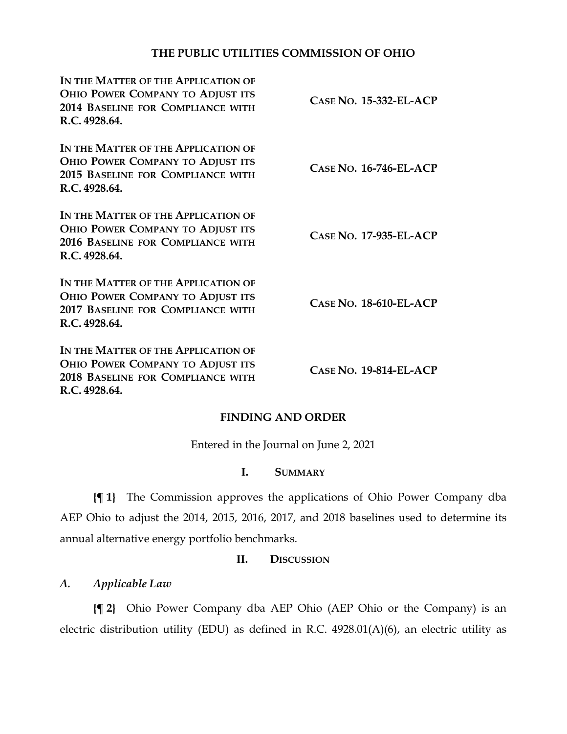# THE PUBLIC UTILITIES COMMISSION OF OHIO

| | |
|---|---|
| **IN THE MATTER OF THE APPLICATION OF OHIO POWER COMPANY TO ADJUST ITS 2014 BASELINE FOR COMPLIANCE WITH R.C. 4928.64.** | **CASE NO. 15-332-EL-ACP** |
| **IN THE MATTER OF THE APPLICATION OF OHIO POWER COMPANY TO ADJUST ITS 2015 BASELINE FOR COMPLIANCE WITH R.C. 4928.64.** | **CASE NO. 16-746-EL-ACP** |
| **IN THE MATTER OF THE APPLICATION OF OHIO POWER COMPANY TO ADJUST ITS 2016 BASELINE FOR COMPLIANCE WITH R.C. 4928.64.** | **CASE NO. 17-935-EL-ACP** |
| **IN THE MATTER OF THE APPLICATION OF OHIO POWER COMPANY TO ADJUST ITS 2017 BASELINE FOR COMPLIANCE WITH R.C. 4928.64.** | **CASE NO. 18-610-EL-ACP** |
| **IN THE MATTER OF THE APPLICATION OF OHIO POWER COMPANY TO ADJUST ITS 2018 BASELINE FOR COMPLIANCE WITH R.C. 4928.64.** | **CASE NO. 19-814-EL-ACP** |

## FINDING AND ORDER

Entered in the Journal on June 2, 2021

## I. SUMMARY

**{¶ 1}** The Commission approves the applications of Ohio Power Company dba AEP Ohio to adjust the 2014, 2015, 2016, 2017, and 2018 baselines used to determine its annual alternative energy portfolio benchmarks.

## II. DISCUSSION

### *A. Applicable Law*

**{¶ 2}** Ohio Power Company dba AEP Ohio (AEP Ohio or the Company) is an electric distribution utility (EDU) as defined in R.C. 4928.01(A)(6), an electric utility as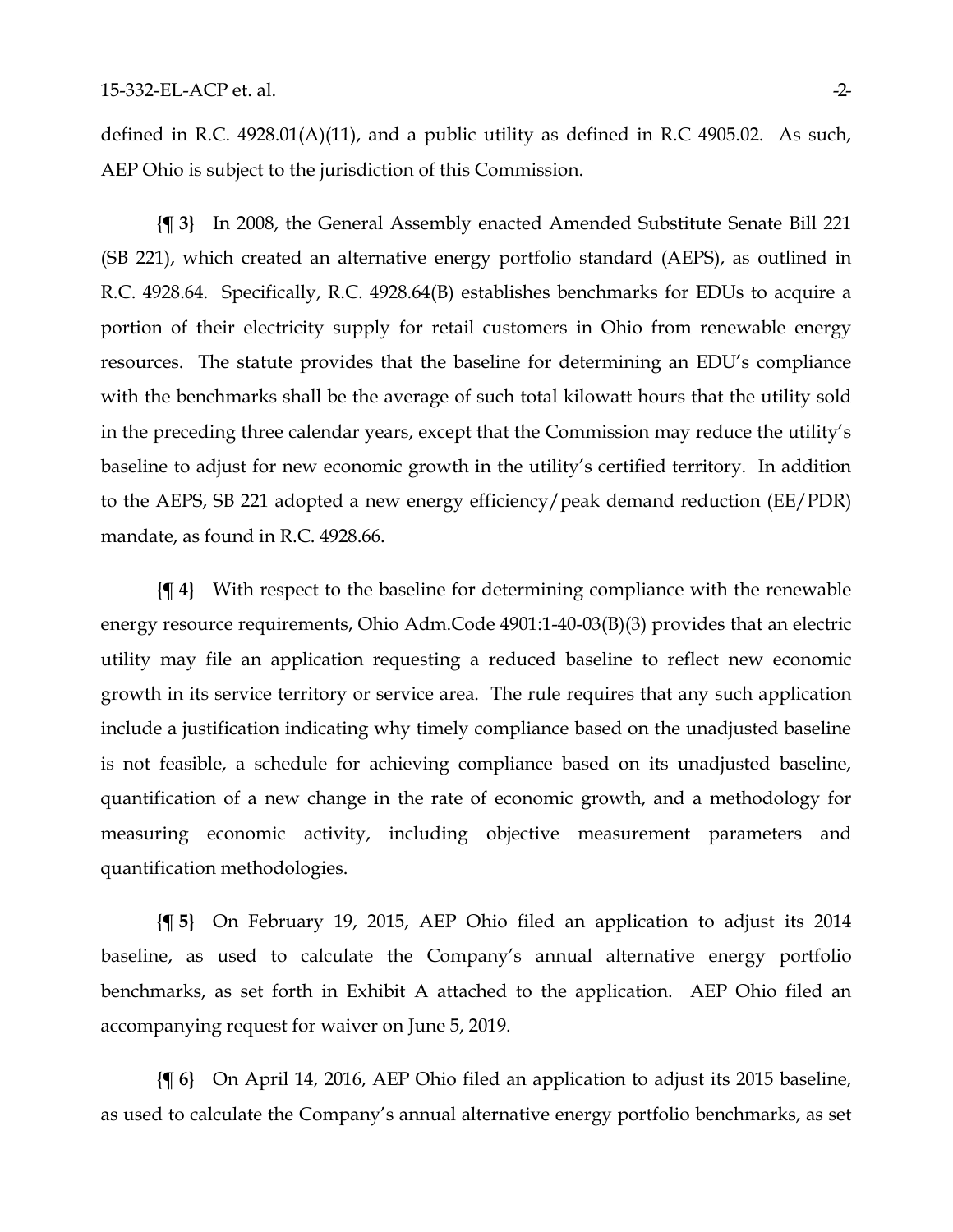defined in R.C. 4928.01(A)(11), and a public utility as defined in R.C 4905.02. As such, AEP Ohio is subject to the jurisdiction of this Commission.

**{¶ 3}** In 2008, the General Assembly enacted Amended Substitute Senate Bill 221 (SB 221), which created an alternative energy portfolio standard (AEPS), as outlined in R.C. 4928.64. Specifically, R.C. 4928.64(B) establishes benchmarks for EDUs to acquire a portion of their electricity supply for retail customers in Ohio from renewable energy resources. The statute provides that the baseline for determining an EDU's compliance with the benchmarks shall be the average of such total kilowatt hours that the utility sold in the preceding three calendar years, except that the Commission may reduce the utility's baseline to adjust for new economic growth in the utility's certified territory. In addition to the AEPS, SB 221 adopted a new energy efficiency/peak demand reduction (EE/PDR) mandate, as found in R.C. 4928.66.

**{¶ 4}** With respect to the baseline for determining compliance with the renewable energy resource requirements, Ohio Adm.Code 4901:1-40-03(B)(3) provides that an electric utility may file an application requesting a reduced baseline to reflect new economic growth in its service territory or service area. The rule requires that any such application include a justification indicating why timely compliance based on the unadjusted baseline is not feasible, a schedule for achieving compliance based on its unadjusted baseline, quantification of a new change in the rate of economic growth, and a methodology for measuring economic activity, including objective measurement parameters and quantification methodologies.

**{¶ 5}** On February 19, 2015, AEP Ohio filed an application to adjust its 2014 baseline, as used to calculate the Company's annual alternative energy portfolio benchmarks, as set forth in Exhibit A attached to the application. AEP Ohio filed an accompanying request for waiver on June 5, 2019.

**{¶ 6}** On April 14, 2016, AEP Ohio filed an application to adjust its 2015 baseline, as used to calculate the Company's annual alternative energy portfolio benchmarks, as set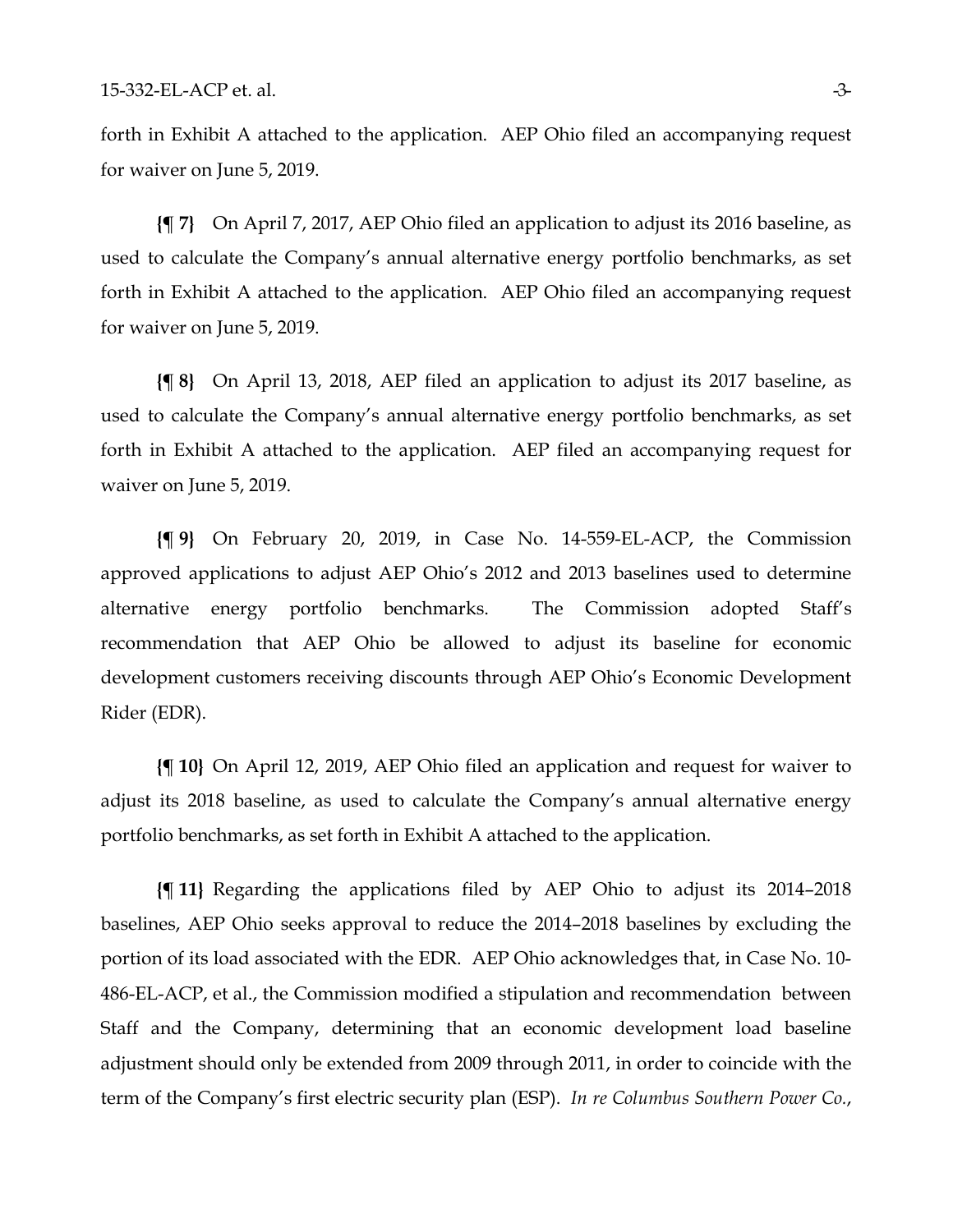forth in Exhibit A attached to the application. AEP Ohio filed an accompanying request for waiver on June 5, 2019.

**{¶ 7}** On April 7, 2017, AEP Ohio filed an application to adjust its 2016 baseline, as used to calculate the Company's annual alternative energy portfolio benchmarks, as set forth in Exhibit A attached to the application. AEP Ohio filed an accompanying request for waiver on June 5, 2019.

**{¶ 8}** On April 13, 2018, AEP filed an application to adjust its 2017 baseline, as used to calculate the Company's annual alternative energy portfolio benchmarks, as set forth in Exhibit A attached to the application. AEP filed an accompanying request for waiver on June 5, 2019.

**{¶ 9}** On February 20, 2019, in Case No. 14-559-EL-ACP, the Commission approved applications to adjust AEP Ohio's 2012 and 2013 baselines used to determine alternative energy portfolio benchmarks. The Commission adopted Staff's recommendation that AEP Ohio be allowed to adjust its baseline for economic development customers receiving discounts through AEP Ohio's Economic Development Rider (EDR).

**{¶ 10}** On April 12, 2019, AEP Ohio filed an application and request for waiver to adjust its 2018 baseline, as used to calculate the Company's annual alternative energy portfolio benchmarks, as set forth in Exhibit A attached to the application.

**{¶ 11}** Regarding the applications filed by AEP Ohio to adjust its 2014–2018 baselines, AEP Ohio seeks approval to reduce the 2014–2018 baselines by excluding the portion of its load associated with the EDR. AEP Ohio acknowledges that, in Case No. 10-486-EL-ACP, et al., the Commission modified a stipulation and recommendation between Staff and the Company, determining that an economic development load baseline adjustment should only be extended from 2009 through 2011, in order to coincide with the term of the Company's first electric security plan (ESP). *In re Columbus Southern Power Co.*,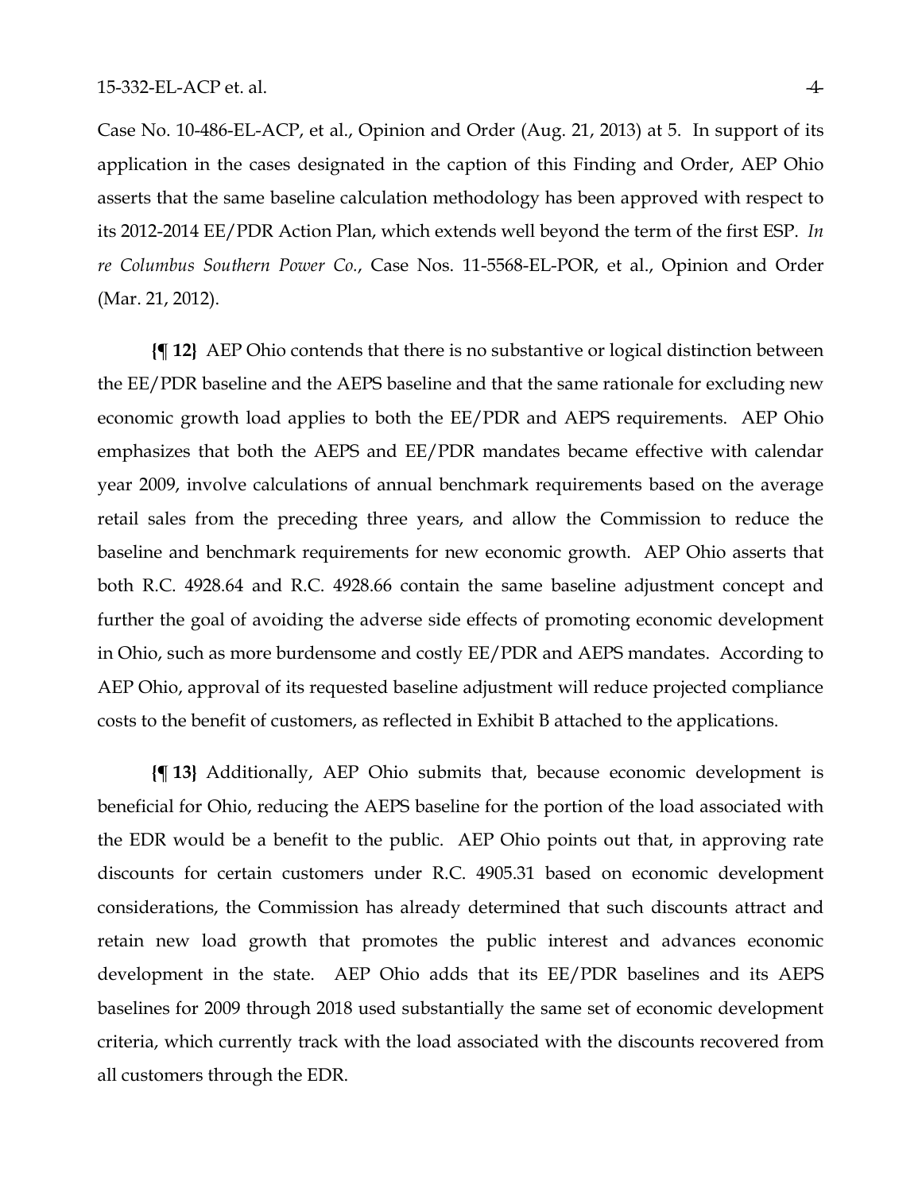Case No. 10-486-EL-ACP, et al., Opinion and Order (Aug. 21, 2013) at 5. In support of its application in the cases designated in the caption of this Finding and Order, AEP Ohio asserts that the same baseline calculation methodology has been approved with respect to its 2012-2014 EE/PDR Action Plan, which extends well beyond the term of the first ESP. *In re Columbus Southern Power Co.*, Case Nos. 11-5568-EL-POR, et al., Opinion and Order (Mar. 21, 2012).

**{¶ 12}** AEP Ohio contends that there is no substantive or logical distinction between the EE/PDR baseline and the AEPS baseline and that the same rationale for excluding new economic growth load applies to both the EE/PDR and AEPS requirements. AEP Ohio emphasizes that both the AEPS and EE/PDR mandates became effective with calendar year 2009, involve calculations of annual benchmark requirements based on the average retail sales from the preceding three years, and allow the Commission to reduce the baseline and benchmark requirements for new economic growth. AEP Ohio asserts that both R.C. 4928.64 and R.C. 4928.66 contain the same baseline adjustment concept and further the goal of avoiding the adverse side effects of promoting economic development in Ohio, such as more burdensome and costly EE/PDR and AEPS mandates. According to AEP Ohio, approval of its requested baseline adjustment will reduce projected compliance costs to the benefit of customers, as reflected in Exhibit B attached to the applications.

**{¶ 13}** Additionally, AEP Ohio submits that, because economic development is beneficial for Ohio, reducing the AEPS baseline for the portion of the load associated with the EDR would be a benefit to the public. AEP Ohio points out that, in approving rate discounts for certain customers under R.C. 4905.31 based on economic development considerations, the Commission has already determined that such discounts attract and retain new load growth that promotes the public interest and advances economic development in the state. AEP Ohio adds that its EE/PDR baselines and its AEPS baselines for 2009 through 2018 used substantially the same set of economic development criteria, which currently track with the load associated with the discounts recovered from all customers through the EDR.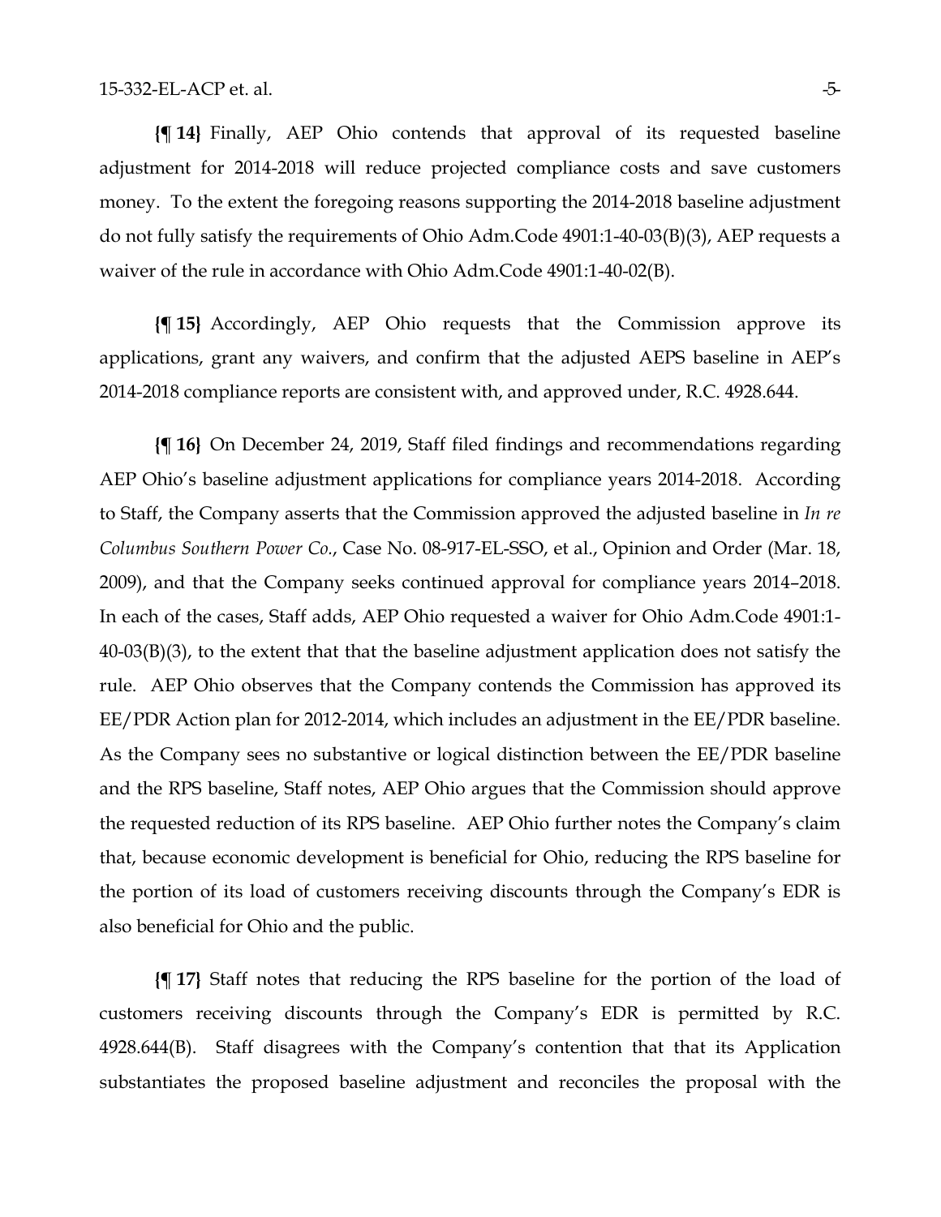**{¶ 14}** Finally, AEP Ohio contends that approval of its requested baseline adjustment for 2014-2018 will reduce projected compliance costs and save customers money. To the extent the foregoing reasons supporting the 2014-2018 baseline adjustment do not fully satisfy the requirements of Ohio Adm.Code 4901:1-40-03(B)(3), AEP requests a waiver of the rule in accordance with Ohio Adm.Code 4901:1-40-02(B).

**{¶ 15}** Accordingly, AEP Ohio requests that the Commission approve its applications, grant any waivers, and confirm that the adjusted AEPS baseline in AEP's 2014-2018 compliance reports are consistent with, and approved under, R.C. 4928.644.

**{¶ 16}** On December 24, 2019, Staff filed findings and recommendations regarding AEP Ohio's baseline adjustment applications for compliance years 2014-2018. According to Staff, the Company asserts that the Commission approved the adjusted baseline in *In re Columbus Southern Power Co.*, Case No. 08-917-EL-SSO, et al., Opinion and Order (Mar. 18, 2009), and that the Company seeks continued approval for compliance years 2014–2018. In each of the cases, Staff adds, AEP Ohio requested a waiver for Ohio Adm.Code 4901:1-40-03(B)(3), to the extent that that the baseline adjustment application does not satisfy the rule. AEP Ohio observes that the Company contends the Commission has approved its EE/PDR Action plan for 2012-2014, which includes an adjustment in the EE/PDR baseline. As the Company sees no substantive or logical distinction between the EE/PDR baseline and the RPS baseline, Staff notes, AEP Ohio argues that the Commission should approve the requested reduction of its RPS baseline. AEP Ohio further notes the Company's claim that, because economic development is beneficial for Ohio, reducing the RPS baseline for the portion of its load of customers receiving discounts through the Company's EDR is also beneficial for Ohio and the public.

**{¶ 17}** Staff notes that reducing the RPS baseline for the portion of the load of customers receiving discounts through the Company's EDR is permitted by R.C. 4928.644(B). Staff disagrees with the Company's contention that that its Application substantiates the proposed baseline adjustment and reconciles the proposal with the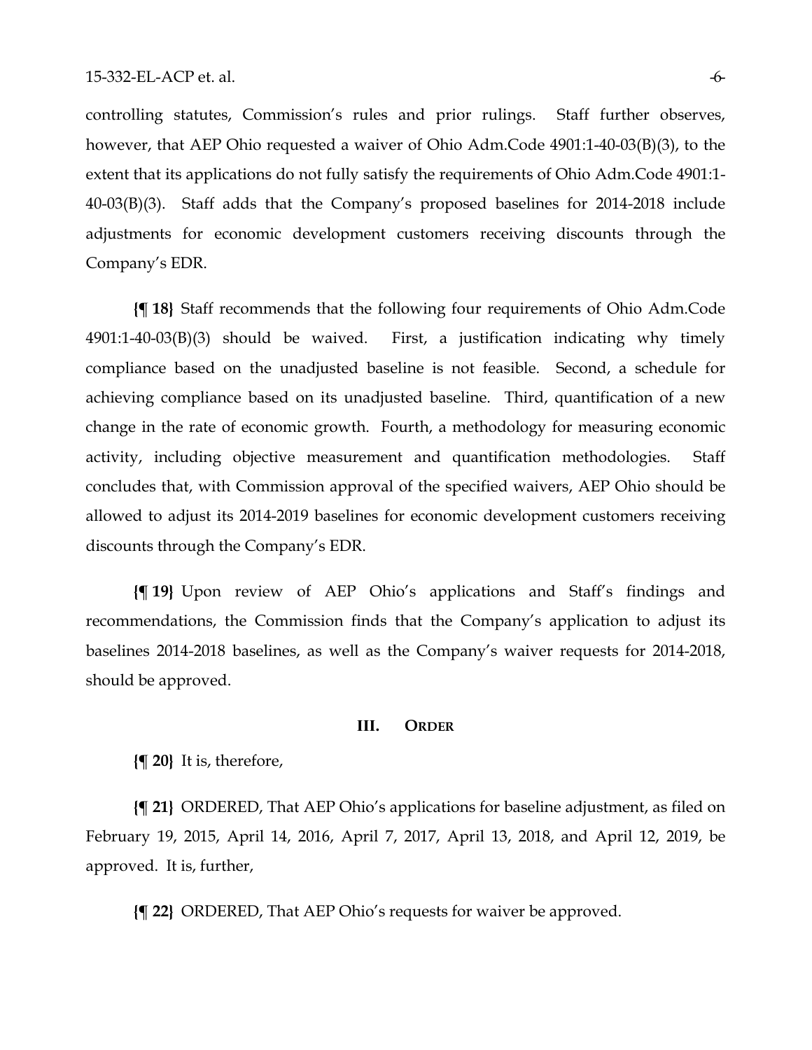controlling statutes, Commission's rules and prior rulings. Staff further observes, however, that AEP Ohio requested a waiver of Ohio Adm.Code 4901:1-40-03(B)(3), to the extent that its applications do not fully satisfy the requirements of Ohio Adm.Code 4901:1-40-03(B)(3). Staff adds that the Company's proposed baselines for 2014-2018 include adjustments for economic development customers receiving discounts through the Company's EDR.

**{¶ 18}** Staff recommends that the following four requirements of Ohio Adm.Code 4901:1-40-03(B)(3) should be waived. First, a justification indicating why timely compliance based on the unadjusted baseline is not feasible. Second, a schedule for achieving compliance based on its unadjusted baseline. Third, quantification of a new change in the rate of economic growth. Fourth, a methodology for measuring economic activity, including objective measurement and quantification methodologies. Staff concludes that, with Commission approval of the specified waivers, AEP Ohio should be allowed to adjust its 2014-2019 baselines for economic development customers receiving discounts through the Company's EDR.

**{¶ 19}** Upon review of AEP Ohio's applications and Staff's findings and recommendations, the Commission finds that the Company's application to adjust its baselines 2014-2018 baselines, as well as the Company's waiver requests for 2014-2018, should be approved.

## III. ORDER

**{¶ 20}** It is, therefore,

**{¶ 21}** ORDERED, That AEP Ohio's applications for baseline adjustment, as filed on February 19, 2015, April 14, 2016, April 7, 2017, April 13, 2018, and April 12, 2019, be approved. It is, further,

**{¶ 22}** ORDERED, That AEP Ohio's requests for waiver be approved.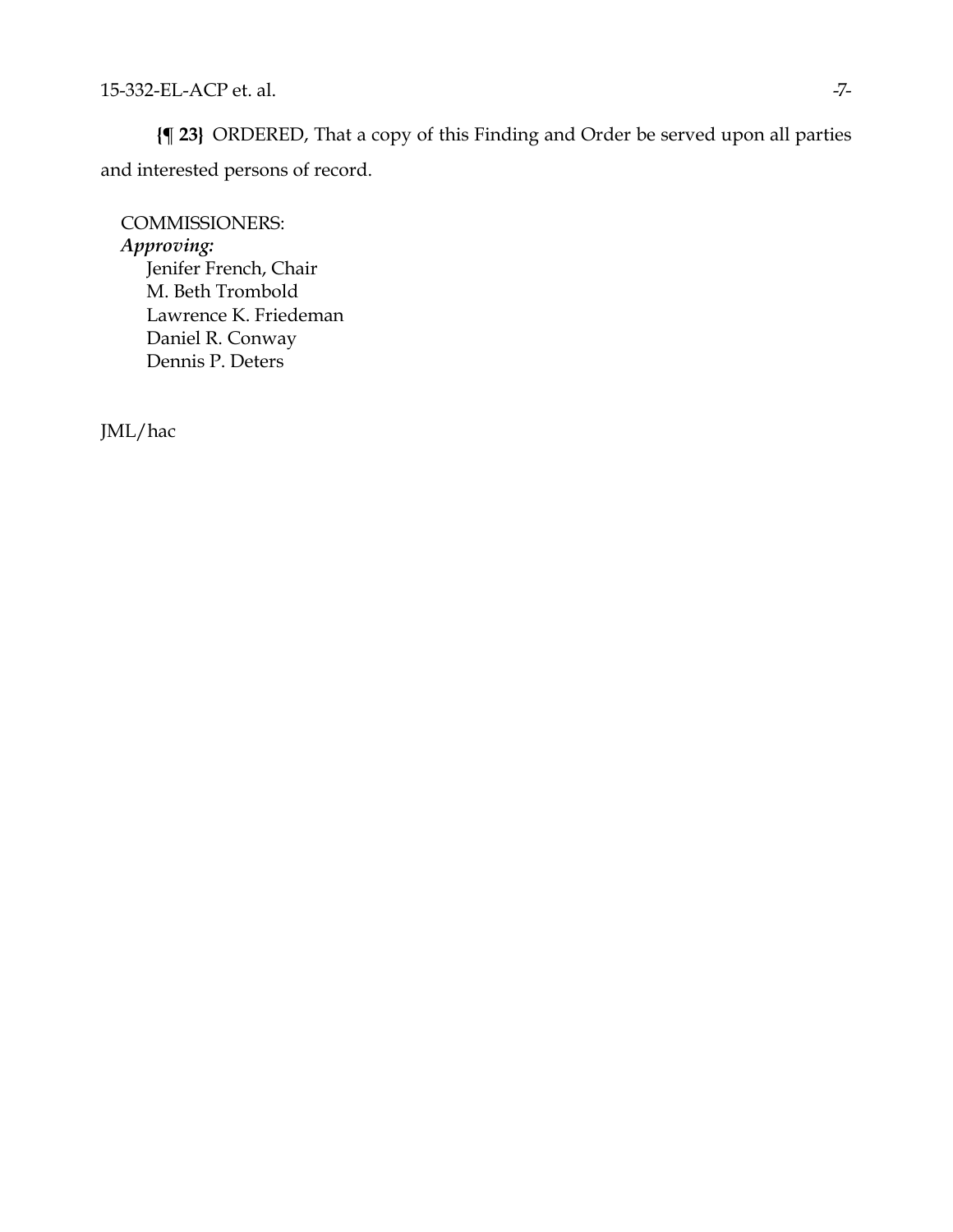**{¶ 23}** ORDERED, That a copy of this Finding and Order be served upon all parties and interested persons of record.

COMMISSIONERS:
***Approving:***
Jenifer French, Chair
M. Beth Trombold
Lawrence K. Friedeman
Daniel R. Conway
Dennis P. Deters

JML/hac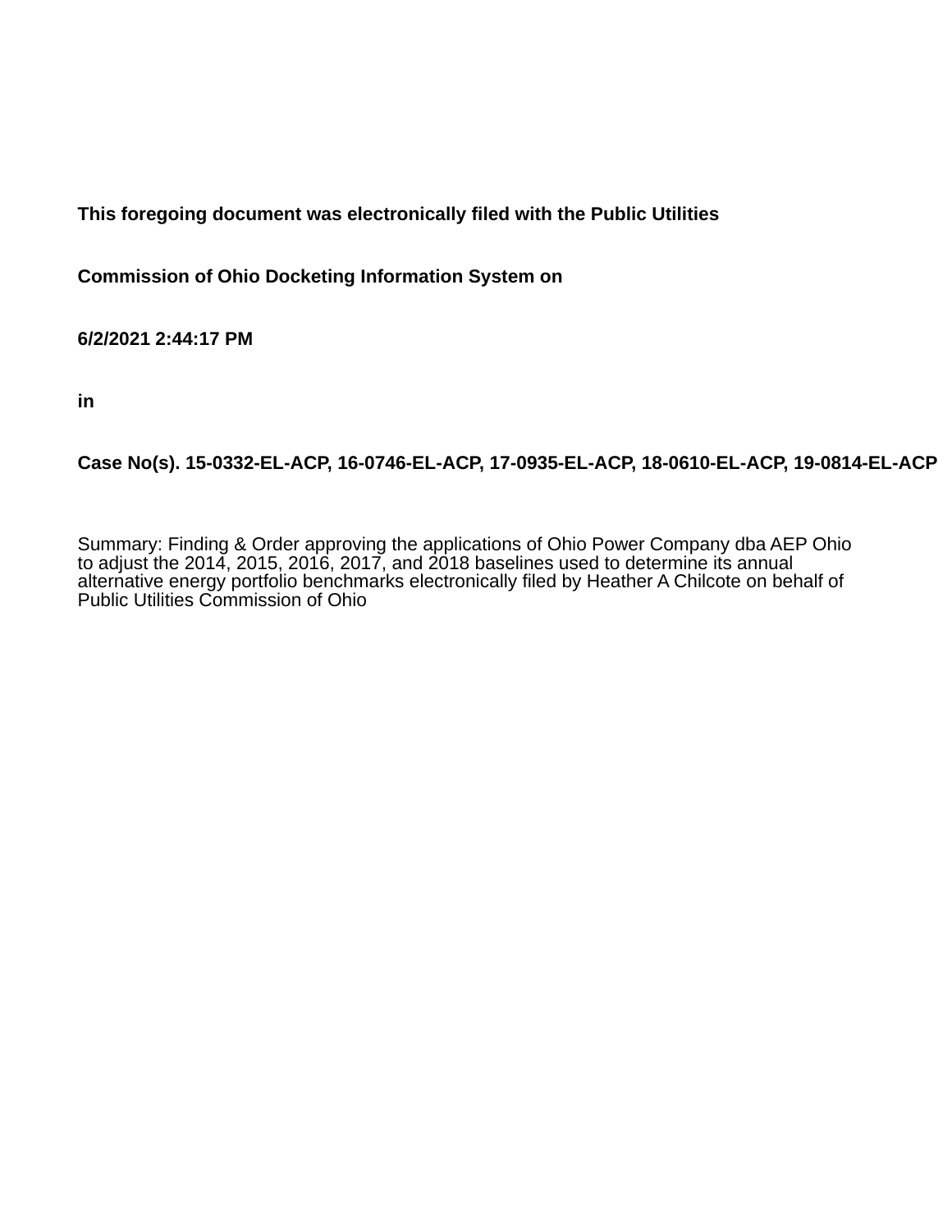**This foregoing document was electronically filed with the Public Utilities**

**Commission of Ohio Docketing Information System on**

**6/2/2021 2:44:17 PM**

**in**

**Case No(s). 15-0332-EL-ACP, 16-0746-EL-ACP, 17-0935-EL-ACP, 18-0610-EL-ACP, 19-0814-EL-ACP**

Summary: Finding & Order approving the applications of Ohio Power Company dba AEP Ohio to adjust the 2014, 2015, 2016, 2017, and 2018 baselines used to determine its annual alternative energy portfolio benchmarks electronically filed by Heather A Chilcote on behalf of Public Utilities Commission of Ohio